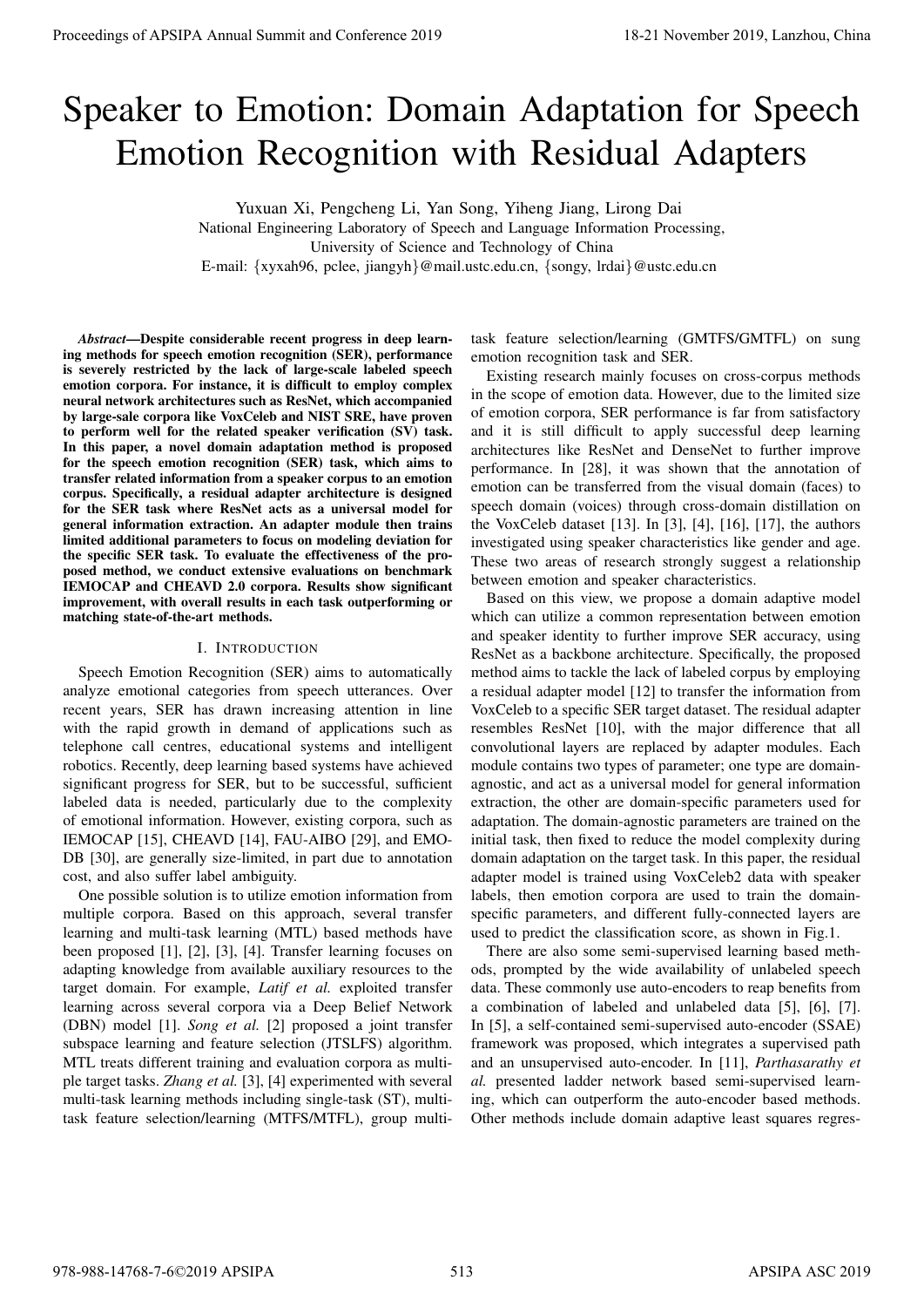# Speaker to Emotion: Domain Adaptation for Speech Emotion Recognition with Residual Adapters

Yuxuan Xi, Pengcheng Li, Yan Song, Yiheng Jiang, Lirong Dai
National Engineering Laboratory of Speech and Language Information Processing,
University of Science and Technology of China
E-mail: {xyxah96, pclee, jiangyh}@mail.ustc.edu.cn, {songy, lrdai}@ustc.edu.cn

***Abstract*—Despite considerable recent progress in deep learning methods for speech emotion recognition (SER), performance is severely restricted by the lack of large-scale labeled speech emotion corpora. For instance, it is difficult to employ complex neural network architectures such as ResNet, which accompanied by large-sale corpora like VoxCeleb and NIST SRE, have proven to perform well for the related speaker verification (SV) task. In this paper, a novel domain adaptation method is proposed for the speech emotion recognition (SER) task, which aims to transfer related information from a speaker corpus to an emotion corpus. Specifically, a residual adapter architecture is designed for the SER task where ResNet acts as a universal model for general information extraction. An adapter module then trains limited additional parameters to focus on modeling deviation for the specific SER task. To evaluate the effectiveness of the proposed method, we conduct extensive evaluations on benchmark IEMOCAP and CHEAVD 2.0 corpora. Results show significant improvement, with overall results in each task outperforming or matching state-of-the-art methods.**

## I. Introduction

Speech Emotion Recognition (SER) aims to automatically analyze emotional categories from speech utterances. Over recent years, SER has drawn increasing attention in line with the rapid growth in demand of applications such as telephone call centres, educational systems and intelligent robotics. Recently, deep learning based systems have achieved significant progress for SER, but to be successful, sufficient labeled data is needed, particularly due to the complexity of emotional information. However, existing corpora, such as IEMOCAP [15], CHEAVD [14], FAU-AIBO [29], and EMO-DB [30], are generally size-limited, in part due to annotation cost, and also suffer label ambiguity.

One possible solution is to utilize emotion information from multiple corpora. Based on this approach, several transfer learning and multi-task learning (MTL) based methods have been proposed [1], [2], [3], [4]. Transfer learning focuses on adapting knowledge from available auxiliary resources to the target domain. For example, *Latif et al.* exploited transfer learning across several corpora via a Deep Belief Network (DBN) model [1]. *Song et al.* [2] proposed a joint transfer subspace learning and feature selection (JTSLFS) algorithm. MTL treats different training and evaluation corpora as multiple target tasks. *Zhang et al.* [3], [4] experimented with several multi-task learning methods including single-task (ST), multi-task feature selection/learning (MTFS/MTFL), group multi-task feature selection/learning (GMTFS/GMTFL) on sung emotion recognition task and SER.

Existing research mainly focuses on cross-corpus methods in the scope of emotion data. However, due to the limited size of emotion corpora, SER performance is far from satisfactory and it is still difficult to apply successful deep learning architectures like ResNet and DenseNet to further improve performance. In [28], it was shown that the annotation of emotion can be transferred from the visual domain (faces) to speech domain (voices) through cross-domain distillation on the VoxCeleb dataset [13]. In [3], [4], [16], [17], the authors investigated using speaker characteristics like gender and age. These two areas of research strongly suggest a relationship between emotion and speaker characteristics.

Based on this view, we propose a domain adaptive model which can utilize a common representation between emotion and speaker identity to further improve SER accuracy, using ResNet as a backbone architecture. Specifically, the proposed method aims to tackle the lack of labeled corpus by employing a residual adapter model [12] to transfer the information from VoxCeleb to a specific SER target dataset. The residual adapter resembles ResNet [10], with the major difference that all convolutional layers are replaced by adapter modules. Each module contains two types of parameter; one type are domain-agnostic, and act as a universal model for general information extraction, the other are domain-specific parameters used for adaptation. The domain-agnostic parameters are trained on the initial task, then fixed to reduce the model complexity during domain adaptation on the target task. In this paper, the residual adapter model is trained using VoxCeleb2 data with speaker labels, then emotion corpora are used to train the domain-specific parameters, and different fully-connected layers are used to predict the classification score, as shown in Fig.1.

There are also some semi-supervised learning based methods, prompted by the wide availability of unlabeled speech data. These commonly use auto-encoders to reap benefits from a combination of labeled and unlabeled data [5], [6], [7]. In [5], a self-contained semi-supervised auto-encoder (SSAE) framework was proposed, which integrates a supervised path and an unsupervised auto-encoder. In [11], *Parthasarathy et al.* presented ladder network based semi-supervised learning, which can outperform the auto-encoder based methods. Other methods include domain adaptive least squares regres-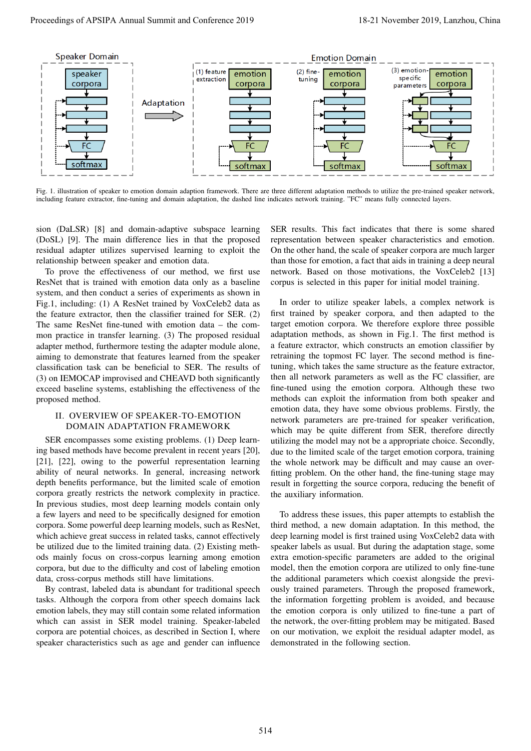Fig. 1. illustration of speaker to emotion domain adaption framework. There are three different adaptation methods to utilize the pre-trained speaker network, including feature extractor, fine-tuning and domain adaptation, the dashed line indicates network training. "FC" means fully connected layers.

sion (DaLSR) [8] and domain-adaptive subspace learning (DoSL) [9]. The main difference lies in that the proposed residual adapter utilizes supervised learning to exploit the relationship between speaker and emotion data.

To prove the effectiveness of our method, we first use ResNet that is trained with emotion data only as a baseline system, and then conduct a series of experiments as shown in Fig.1, including: (1) A ResNet trained by VoxCeleb2 data as the feature extractor, then the classifier trained for SER. (2) The same ResNet fine-tuned with emotion data – the common practice in transfer learning. (3) The proposed residual adapter method, furthermore testing the adapter module alone, aiming to demonstrate that features learned from the speaker classification task can be beneficial to SER. The results of (3) on IEMOCAP improvised and CHEAVD both significantly exceed baseline systems, establishing the effectiveness of the proposed method.

## II. OVERVIEW OF SPEAKER-TO-EMOTION DOMAIN ADAPTATION FRAMEWORK

SER encompasses some existing problems. (1) Deep learning based methods have become prevalent in recent years [20], [21], [22], owing to the powerful representation learning ability of neural networks. In general, increasing network depth benefits performance, but the limited scale of emotion corpora greatly restricts the network complexity in practice. In previous studies, most deep learning models contain only a few layers and need to be specifically designed for emotion corpora. Some powerful deep learning models, such as ResNet, which achieve great success in related tasks, cannot effectively be utilized due to the limited training data. (2) Existing methods mainly focus on cross-corpus learning among emotion corpora, but due to the difficulty and cost of labeling emotion data, cross-corpus methods still have limitations.

By contrast, labeled data is abundant for traditional speech tasks. Although the corpora from other speech domains lack emotion labels, they may still contain some related information which can assist in SER model training. Speaker-labeled corpora are potential choices, as described in Section I, where speaker characteristics such as age and gender can influence SER results. This fact indicates that there is some shared representation between speaker characteristics and emotion. On the other hand, the scale of speaker corpora are much larger than those for emotion, a fact that aids in training a deep neural network. Based on those motivations, the VoxCeleb2 [13] corpus is selected in this paper for initial model training.

In order to utilize speaker labels, a complex network is first trained by speaker corpora, and then adapted to the target emotion corpora. We therefore explore three possible adaptation methods, as shown in Fig.1. The first method is a feature extractor, which constructs an emotion classifier by retraining the topmost FC layer. The second method is fine-tuning, which takes the same structure as the feature extractor, then all network parameters as well as the FC classifier, are fine-tuned using the emotion corpora. Although these two methods can exploit the information from both speaker and emotion data, they have some obvious problems. Firstly, the network parameters are pre-trained for speaker verification, which may be quite different from SER, therefore directly utilizing the model may not be a appropriate choice. Secondly, due to the limited scale of the target emotion corpora, training the whole network may be difficult and may cause an overfitting problem. On the other hand, the fine-tuning stage may result in forgetting the source corpora, reducing the benefit of the auxiliary information.

To address these issues, this paper attempts to establish the third method, a new domain adaptation. In this method, the deep learning model is first trained using VoxCeleb2 data with speaker labels as usual. But during the adaptation stage, some extra emotion-specific parameters are added to the original model, then the emotion corpora are utilized to only fine-tune the additional parameters which coexist alongside the previously trained parameters. Through the proposed framework, the information forgetting problem is avoided, and because the emotion corpora is only utilized to fine-tune a part of the network, the over-fitting problem may be mitigated. Based on our motivation, we exploit the residual adapter model, as demonstrated in the following section.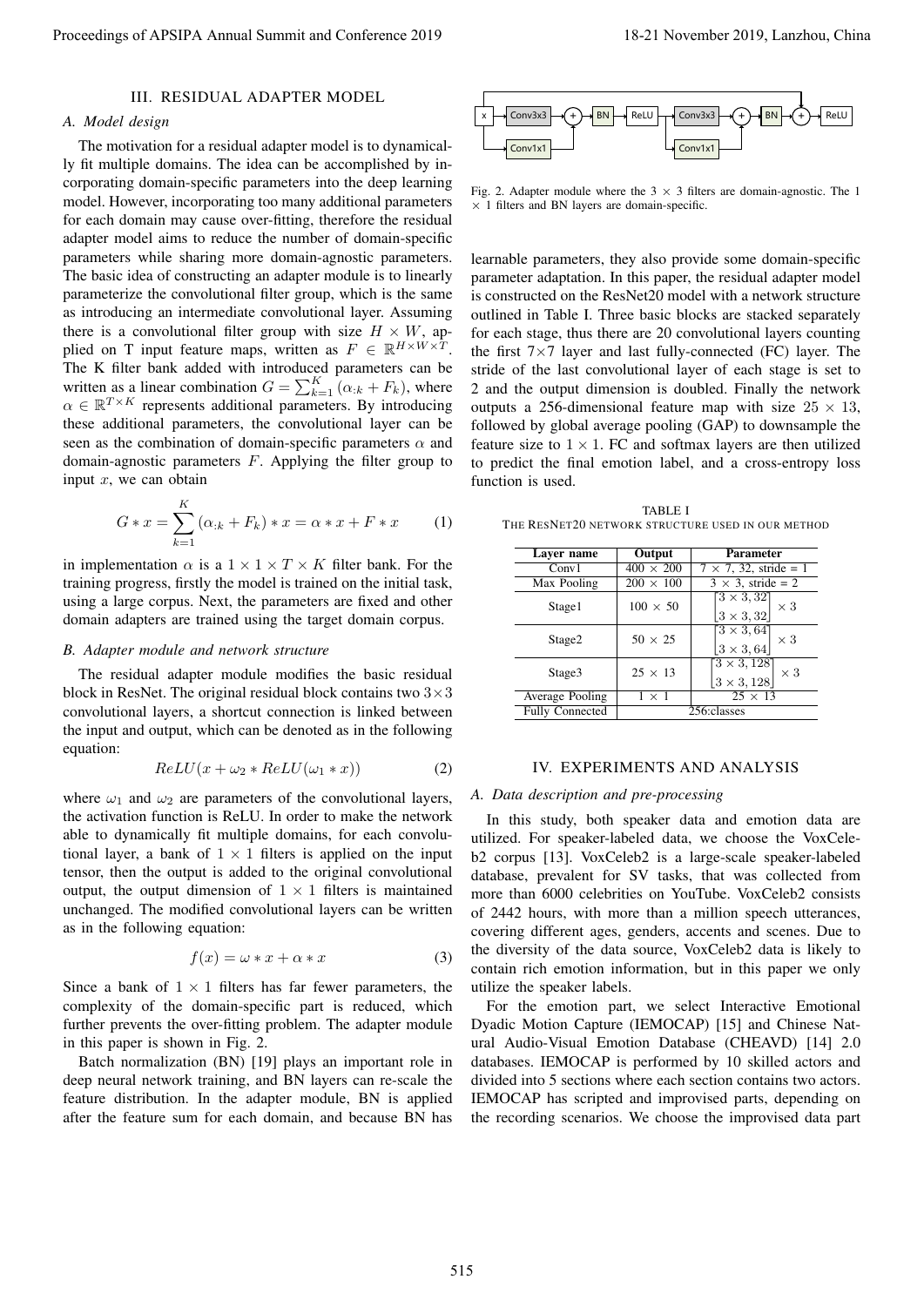## III. RESIDUAL ADAPTER MODEL

### A. Model design

The motivation for a residual adapter model is to dynamically fit multiple domains. The idea can be accomplished by incorporating domain-specific parameters into the deep learning model. However, incorporating too many additional parameters for each domain may cause over-fitting, therefore the residual adapter model aims to reduce the number of domain-specific parameters while sharing more domain-agnostic parameters. The basic idea of constructing an adapter module is to linearly parameterize the convolutional filter group, which is the same as introducing an intermediate convolutional layer. Assuming there is a convolutional filter group with size $H \times W$, applied on T input feature maps, written as $F \in \mathbb{R}^{H \times W \times T}$. The K filter bank added with introduced parameters can be written as a linear combination $G = \sum_{k=1}^{K} (\alpha_{:k} + F_k)$, where $\alpha \in \mathbb{R}^{T \times K}$ represents additional parameters. By introducing these additional parameters, the convolutional layer can be seen as the combination of domain-specific parameters $\alpha$ and domain-agnostic parameters $F$. Applying the filter group to input $x$, we can obtain

$$G * x = \sum_{k=1}^{K} (\alpha_{:k} + F_k) * x = \alpha * x + F * x \qquad (1)$$

in implementation $\alpha$ is a $1 \times 1 \times T \times K$ filter bank. For the training progress, firstly the model is trained on the initial task, using a large corpus. Next, the parameters are fixed and other domain adapters are trained using the target domain corpus.

### B. Adapter module and network structure

The residual adapter module modifies the basic residual block in ResNet. The original residual block contains two $3 \times 3$ convolutional layers, a shortcut connection is linked between the input and output, which can be denoted as in the following equation:

$$ReLU(x + \omega_2 * ReLU(\omega_1 * x)) \qquad (2)$$

where $\omega_1$ and $\omega_2$ are parameters of the convolutional layers, the activation function is ReLU. In order to make the network able to dynamically fit multiple domains, for each convolutional layer, a bank of $1 \times 1$ filters is applied on the input tensor, then the output is added to the original convolutional output, the output dimension of $1 \times 1$ filters is maintained unchanged. The modified convolutional layers can be written as in the following equation:

$$f(x) = \omega * x + \alpha * x \qquad (3)$$

Since a bank of $1 \times 1$ filters has far fewer parameters, the complexity of the domain-specific part is reduced, which further prevents the over-fitting problem. The adapter module in this paper is shown in Fig. 2.

Batch normalization (BN) [19] plays an important role in deep neural network training, and BN layers can re-scale the feature distribution. In the adapter module, BN is applied after the feature sum for each domain, and because BN has learnable parameters, they also provide some domain-specific parameter adaptation. In this paper, the residual adapter model is constructed on the ResNet20 model with a network structure outlined in Table I. Three basic blocks are stacked separately for each stage, thus there are 20 convolutional layers counting the first $7 \times 7$ layer and last fully-connected (FC) layer. The stride of the last convolutional layer of each stage is set to 2 and the output dimension is doubled. Finally the network outputs a 256-dimensional feature map with size $25 \times 13$, followed by global average pooling (GAP) to downsample the feature size to $1 \times 1$. FC and softmax layers are then utilized to predict the final emotion label, and a cross-entropy loss function is used.

Fig. 2. Adapter module where the $3 \times 3$ filters are domain-agnostic. The $1 \times 1$ filters and BN layers are domain-specific.

TABLE I
THE RESNET20 NETWORK STRUCTURE USED IN OUR METHOD

| Layer name | Output | Parameter |
|---|---|---|
| Conv1 | $400 \times 200$ | $7 \times 7$, 32, stride = 1 |
| Max Pooling | $200 \times 100$ | $3 \times 3$, stride = 2 |
| Stage1 | $100 \times 50$ | $\begin{bmatrix} 3 \times 3, 32 \\ 3 \times 3, 32 \end{bmatrix} \times 3$ |
| Stage2 | $50 \times 25$ | $\begin{bmatrix} 3 \times 3, 64 \\ 3 \times 3, 64 \end{bmatrix} \times 3$ |
| Stage3 | $25 \times 13$ | $\begin{bmatrix} 3 \times 3, 128 \\ 3 \times 3, 128 \end{bmatrix} \times 3$ |
| Average Pooling | $1 \times 1$ | $25 \times 13$ |
| Fully Connected | 256:classes | |

## IV. EXPERIMENTS AND ANALYSIS

### A. Data description and pre-processing

In this study, both speaker data and emotion data are utilized. For speaker-labeled data, we choose the VoxCeleb2 corpus [13]. VoxCeleb2 is a large-scale speaker-labeled database, prevalent for SV tasks, that was collected from more than 6000 celebrities on YouTube. VoxCeleb2 consists of 2442 hours, with more than a million speech utterances, covering different ages, genders, accents and scenes. Due to the diversity of the data source, VoxCeleb2 data is likely to contain rich emotion information, but in this paper we only utilize the speaker labels.

For the emotion part, we select Interactive Emotional Dyadic Motion Capture (IEMOCAP) [15] and Chinese Natural Audio-Visual Emotion Database (CHEAVD) [14] 2.0 databases. IEMOCAP is performed by 10 skilled actors and divided into 5 sections where each section contains two actors. IEMOCAP has scripted and improvised parts, depending on the recording scenarios. We choose the improvised data part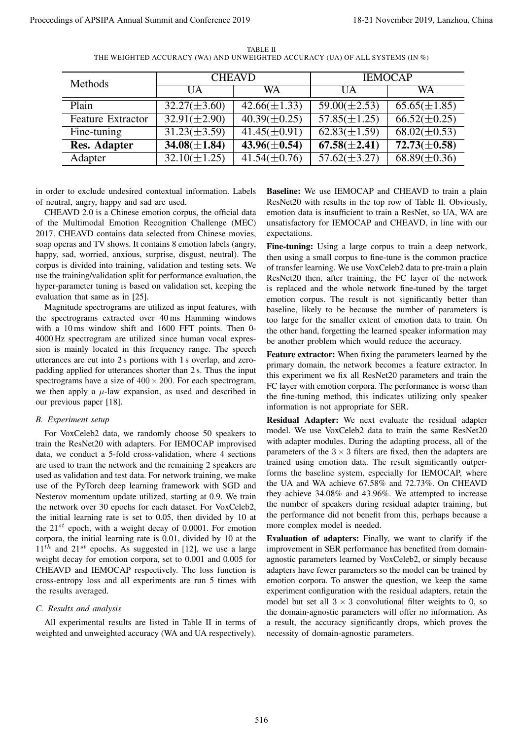TABLE II
THE WEIGHTED ACCURACY (WA) AND UNWEIGHTED ACCURACY (UA) OF ALL SYSTEMS (IN %)

| Methods | CHEAVD | | IEMOCAP | |
|---|---|---|---|---|
| | UA | WA | UA | WA |
| Plain | 32.27($\pm$3.60) | 42.66($\pm$1.33) | 59.00($\pm$2.53) | 65.65($\pm$1.85) |
| Feature Extractor | 32.91($\pm$2.90) | 40.39($\pm$0.25) | 57.85($\pm$1.25) | 66.52($\pm$0.25) |
| Fine-tuning | 31.23($\pm$3.59) | 41.45($\pm$0.91) | 62.83($\pm$1.59) | 68.02($\pm$0.53) |
| **Res. Adapter** | **34.08($\pm$1.84)** | **43.96($\pm$0.54)** | **67.58($\pm$2.41)** | **72.73($\pm$0.58)** |
| Adapter | 32.10($\pm$1.25) | 41.54($\pm$0.76) | 57.62($\pm$3.27) | 68.89($\pm$0.36) |

in order to exclude undesired contextual information. Labels of neutral, angry, happy and sad are used.

CHEAVD 2.0 is a Chinese emotion corpus, the official data of the Multimodal Emotion Recognition Challenge (MEC) 2017. CHEAVD contains data selected from Chinese movies, soap operas and TV shows. It contains 8 emotion labels (angry, happy, sad, worried, anxious, surprise, disgust, neutral). The corpus is divided into training, validation and testing sets. We use the training/validation split for performance evaluation, the hyper-parameter tuning is based on validation set, keeping the evaluation that same as in [25].

Magnitude spectrograms are utilized as input features, with the spectrograms extracted over 40 ms Hamming windows with a 10 ms window shift and 1600 FFT points. Then 0-4000 Hz spectrogram are utilized since human vocal expression is mainly located in this frequency range. The speech utterances are cut into 2 s portions with 1 s overlap, and zero-padding applied for utterances shorter than 2 s. Thus the input spectrograms have a size of $400 \times 200$. For each spectrogram, we then apply a $\mu$-law expansion, as used and described in our previous paper [18].

### B. Experiment setup

For VoxCeleb2 data, we randomly choose 50 speakers to train the ResNet20 with adapters. For IEMOCAP improvised data, we conduct a 5-fold cross-validation, where 4 sections are used to train the network and the remaining 2 speakers are used as validation and test data. For network training, we make use of the PyTorch deep learning framework with SGD and Nesterov momentum update utilized, starting at 0.9. We train the network over 30 epochs for each dataset. For VoxCeleb2, the initial learning rate is set to 0.05, then divided by 10 at the $21^{st}$ epoch, with a weight decay of 0.0001. For emotion corpora, the initial learning rate is 0.01, divided by 10 at the $11^{th}$ and $21^{st}$ epochs. As suggested in [12], we use a large weight decay for emotion corpora, set to 0.001 and 0.005 for CHEAVD and IEMOCAP respectively. The loss function is cross-entropy loss and all experiments are run 5 times with the results averaged.

### C. Results and analysis

All experimental results are listed in Table II in terms of weighted and unweighted accuracy (WA and UA respectively).

**Baseline:** We use IEMOCAP and CHEAVD to train a plain ResNet20 with results in the top row of Table II. Obviously, emotion data is insufficient to train a ResNet, so UA, WA are unsatisfactory for IEMOCAP and CHEAVD, in line with our expectations.

**Fine-tuning:** Using a large corpus to train a deep network, then using a small corpus to fine-tune is the common practice of transfer learning. We use VoxCeleb2 data to pre-train a plain ResNet20 then, after training, the FC layer of the network is replaced and the whole network fine-tuned by the target emotion corpus. The result is not significantly better than baseline, likely to be because the number of parameters is too large for the smaller extent of emotion data to train. On the other hand, forgetting the learned speaker information may be another problem which would reduce the accuracy.

**Feature extractor:** When fixing the parameters learned by the primary domain, the network becomes a feature extractor. In this experiment we fix all ResNet20 parameters and train the FC layer with emotion corpora. The performance is worse than the fine-tuning method, this indicates utilizing only speaker information is not appropriate for SER.

**Residual Adapter:** We next evaluate the residual adapter model. We use VoxCeleb2 data to train the same ResNet20 with adapter modules. During the adapting process, all of the parameters of the $3 \times 3$ filters are fixed, then the adapters are trained using emotion data. The result significantly outperforms the baseline system, especially for IEMOCAP, where the UA and WA achieve 67.58% and 72.73%. On CHEAVD they achieve 34.08% and 43.96%. We attempted to increase the number of speakers during residual adapter training, but the performance did not benefit from this, perhaps because a more complex model is needed.

**Evaluation of adapters:** Finally, we want to clarify if the improvement in SER performance has benefited from domain-agnostic parameters learned by VoxCeleb2, or simply because adapters have fewer parameters so the model can be trained by emotion corpora. To answer the question, we keep the same experiment configuration with the residual adapters, retain the model but set all $3 \times 3$ convolutional filter weights to 0, so the domain-agnostic parameters will offer no information. As a result, the accuracy significantly drops, which proves the necessity of domain-agnostic parameters.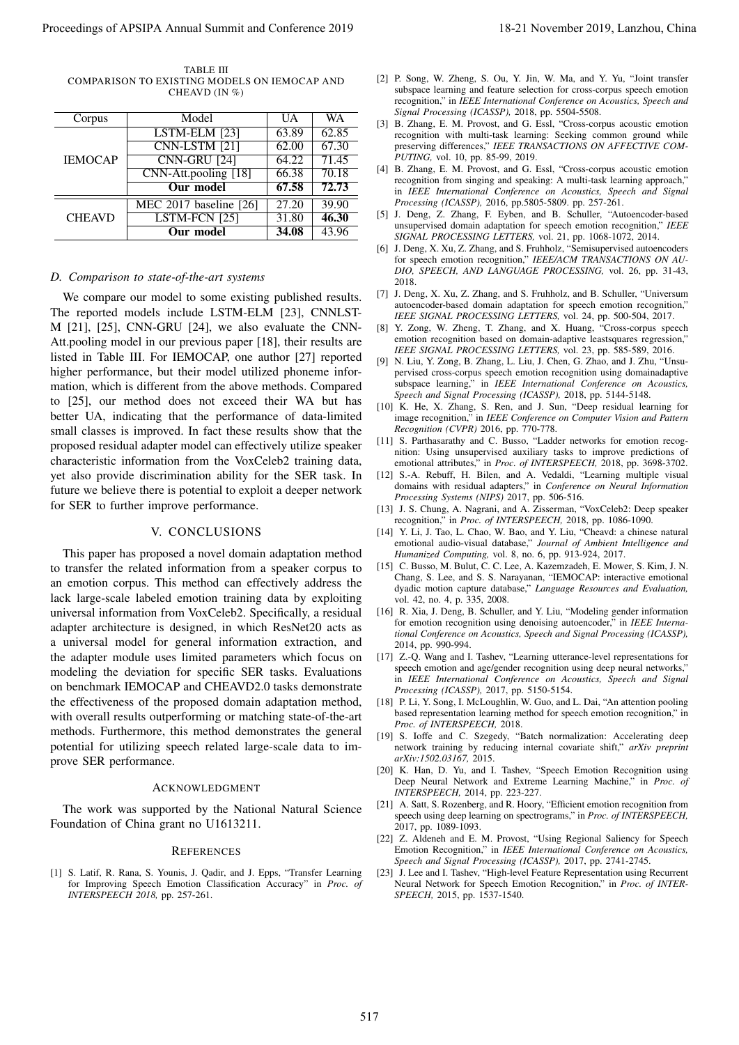TABLE III
COMPARISON TO EXISTING MODELS ON IEMOCAP AND CHEAVD (IN %)

| Corpus | Model | UA | WA |
| --- | --- | --- | --- |
| IEMOCAP | LSTM-ELM [23] | 63.89 | 62.85 |
| | CNN-LSTM [21] | 62.00 | 67.30 |
| | CNN-GRU [24] | 64.22 | 71.45 |
| | CNN-Att.pooling [18] | 66.38 | 70.18 |
| | **Our model** | **67.58** | **72.73** |
| CHEAVD | MEC 2017 baseline [26] | 27.20 | 39.90 |
| | LSTM-FCN [25] | 31.80 | **46.30** |
| | **Our model** | **34.08** | 43.96 |

### *D. Comparison to state-of-the-art systems*

We compare our model to some existing published results. The reported models include LSTM-ELM [23], CNNLSTM [21], [25], CNN-GRU [24], we also evaluate the CNN-Att.pooling model in our previous paper [18], their results are listed in Table III. For IEMOCAP, one author [27] reported higher performance, but their model utilized phoneme information, which is different from the above methods. Compared to [25], our method does not exceed their WA but has better UA, indicating that the performance of data-limited small classes is improved. In fact these results show that the proposed residual adapter model can effectively utilize speaker characteristic information from the VoxCeleb2 training data, yet also provide discrimination ability for the SER task. In future we believe there is potential to exploit a deeper network for SER to further improve performance.

## V. CONCLUSIONS

This paper has proposed a novel domain adaptation method to transfer the related information from a speaker corpus to an emotion corpus. This method can effectively address the lack large-scale labeled emotion training data by exploiting universal information from VoxCeleb2. Specifically, a residual adapter architecture is designed, in which ResNet20 acts as a universal model for general information extraction, and the adapter module uses limited parameters which focus on modeling the deviation for specific SER tasks. Evaluations on benchmark IEMOCAP and CHEAVD2.0 tasks demonstrate the effectiveness of the proposed domain adaptation method, with overall results outperforming or matching state-of-the-art methods. Furthermore, this method demonstrates the general potential for utilizing speech related large-scale data to improve SER performance.

## ACKNOWLEDGMENT

The work was supported by the National Natural Science Foundation of China grant no U1613211.

## REFERENCES

[1] S. Latif, R. Rana, S. Younis, J. Qadir, and J. Epps, "Transfer Learning for Improving Speech Emotion Classification Accuracy" in *Proc. of INTERSPEECH 2018,* pp. 257-261.

[2] P. Song, W. Zheng, S. Ou, Y. Jin, W. Ma, and Y. Yu, "Joint transfer subspace learning and feature selection for cross-corpus speech emotion recognition," in *IEEE International Conference on Acoustics, Speech and Signal Processing (ICASSP),* 2018, pp. 5504-5508.

[3] B. Zhang, E. M. Provost, and G. Essl, "Cross-corpus acoustic emotion recognition with multi-task learning: Seeking common ground while preserving differences," *IEEE TRANSACTIONS ON AFFECTIVE COMPUTING,* vol. 10, pp. 85-99, 2019.

[4] B. Zhang, E. M. Provost, and G. Essl, "Cross-corpus acoustic emotion recognition from singing and speaking: A multi-task learning approach," in *IEEE International Conference on Acoustics, Speech and Signal Processing (ICASSP),* 2016, pp.5805-5809. pp. 257-261.

[5] J. Deng, Z. Zhang, F. Eyben, and B. Schuller, "Autoencoder-based unsupervised domain adaptation for speech emotion recognition," *IEEE SIGNAL PROCESSING LETTERS,* vol. 21, pp. 1068-1072, 2014.

[6] J. Deng, X. Xu, Z. Zhang, and S. Fruhholz, "Semisupervised autoencoders for speech emotion recognition," *IEEE/ACM TRANSACTIONS ON AUDIO, SPEECH, AND LANGUAGE PROCESSING,* vol. 26, pp. 31-43, 2018.

[7] J. Deng, X. Xu, Z. Zhang, and S. Fruhholz, and B. Schuller, "Universum autoencoder-based domain adaptation for speech emotion recognition," *IEEE SIGNAL PROCESSING LETTERS,* vol. 24, pp. 500-504, 2017.

[8] Y. Zong, W. Zheng, T. Zhang, and X. Huang, "Cross-corpus speech emotion recognition based on domain-adaptive leastsquares regression," *IEEE SIGNAL PROCESSING LETTERS,* vol. 23, pp. 585-589, 2016.

[9] N. Liu, Y. Zong, B. Zhang, L. Liu, J. Chen, G. Zhao, and J. Zhu, "Unsupervised cross-corpus speech emotion recognition using domainadaptive subspace learning," in *IEEE International Conference on Acoustics, Speech and Signal Processing (ICASSP),* 2018, pp. 5144-5148.

[10] K. He, X. Zhang, S. Ren, and J. Sun, "Deep residual learning for image recognition," in *IEEE Conference on Computer Vision and Pattern Recognition (CVPR)* 2016, pp. 770-778.

[11] S. Parthasarathy and C. Busso, "Ladder networks for emotion recognition: Using unsupervised auxiliary tasks to improve predictions of emotional attributes," in *Proc. of INTERSPEECH,* 2018, pp. 3698-3702.

[12] S.-A. Rebuff, H. Bilen, and A. Vedaldi, "Learning multiple visual domains with residual adapters," in *Conference on Neural Information Processing Systems (NIPS)* 2017, pp. 506-516.

[13] J. S. Chung, A. Nagrani, and A. Zisserman, "VoxCeleb2: Deep speaker recognition," in *Proc. of INTERSPEECH,* 2018, pp. 1086-1090.

[14] Y. Li, J. Tao, L. Chao, W. Bao, and Y. Liu, "Cheavd: a chinese natural emotional audio-visual database," *Journal of Ambient Intelligence and Humanized Computing,* vol. 8, no. 6, pp. 913-924, 2017.

[15] C. Busso, M. Bulut, C. C. Lee, A. Kazemzadeh, E. Mower, S. Kim, J. N. Chang, S. Lee, and S. S. Narayanan, "IEMOCAP: interactive emotional dyadic motion capture database," *Language Resources and Evaluation,* vol. 42, no. 4, p. 335, 2008.

[16] R. Xia, J. Deng, B. Schuller, and Y. Liu, "Modeling gender information for emotion recognition using denoising autoencoder," in *IEEE International Conference on Acoustics, Speech and Signal Processing (ICASSP),* 2014, pp. 990-994.

[17] Z.-Q. Wang and I. Tashev, "Learning utterance-level representations for speech emotion and age/gender recognition using deep neural networks," in *IEEE International Conference on Acoustics, Speech and Signal Processing (ICASSP),* 2017, pp. 5150-5154.

[18] P. Li, Y. Song, I. McLoughlin, W. Guo, and L. Dai, "An attention pooling based representation learning method for speech emotion recognition," in *Proc. of INTERSPEECH,* 2018.

[19] S. Ioffe and C. Szegedy, "Batch normalization: Accelerating deep network training by reducing internal covariate shift," *arXiv preprint arXiv:1502.03167,* 2015.

[20] K. Han, D. Yu, and I. Tashev, "Speech Emotion Recognition using Deep Neural Network and Extreme Learning Machine," in *Proc. of INTERSPEECH,* 2014, pp. 223-227.

[21] A. Satt, S. Rozenberg, and R. Hoory, "Efficient emotion recognition from speech using deep learning on spectrograms," in *Proc. of INTERSPEECH,* 2017, pp. 1089-1093.

[22] Z. Aldeneh and E. M. Provost, "Using Regional Saliency for Speech Emotion Recognition," in *IEEE International Conference on Acoustics, Speech and Signal Processing (ICASSP),* 2017, pp. 2741-2745.

[23] J. Lee and I. Tashev, "High-level Feature Representation using Recurrent Neural Network for Speech Emotion Recognition," in *Proc. of INTERSPEECH,* 2015, pp. 1537-1540.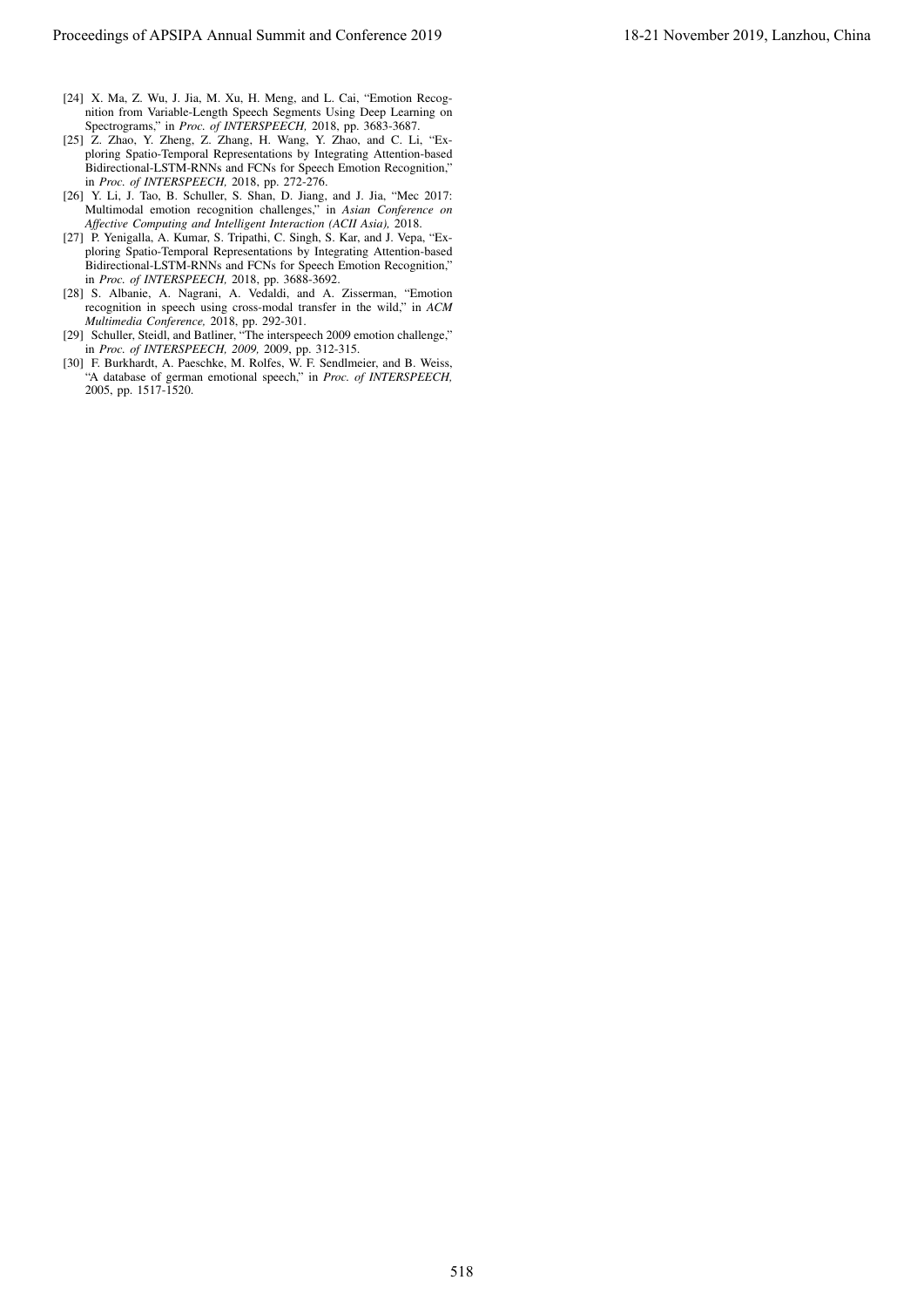[24] X. Ma, Z. Wu, J. Jia, M. Xu, H. Meng, and L. Cai, "Emotion Recognition from Variable-Length Speech Segments Using Deep Learning on Spectrograms," in *Proc. of INTERSPEECH,* 2018, pp. 3683-3687.

[25] Z. Zhao, Y. Zheng, Z. Zhang, H. Wang, Y. Zhao, and C. Li, "Exploring Spatio-Temporal Representations by Integrating Attention-based Bidirectional-LSTM-RNNs and FCNs for Speech Emotion Recognition," in *Proc. of INTERSPEECH,* 2018, pp. 272-276.

[26] Y. Li, J. Tao, B. Schuller, S. Shan, D. Jiang, and J. Jia, "Mec 2017: Multimodal emotion recognition challenges," in *Asian Conference on Affective Computing and Intelligent Interaction (ACII Asia),* 2018.

[27] P. Yenigalla, A. Kumar, S. Tripathi, C. Singh, S. Kar, and J. Vepa, "Exploring Spatio-Temporal Representations by Integrating Attention-based Bidirectional-LSTM-RNNs and FCNs for Speech Emotion Recognition," in *Proc. of INTERSPEECH,* 2018, pp. 3688-3692.

[28] S. Albanie, A. Nagrani, A. Vedaldi, and A. Zisserman, "Emotion recognition in speech using cross-modal transfer in the wild," in *ACM Multimedia Conference,* 2018, pp. 292-301.

[29] Schuller, Steidl, and Batliner, "The interspeech 2009 emotion challenge," in *Proc. of INTERSPEECH, 2009,* 2009, pp. 312-315.

[30] F. Burkhardt, A. Paeschke, M. Rolfes, W. F. Sendlmeier, and B. Weiss, "A database of german emotional speech," in *Proc. of INTERSPEECH,* 2005, pp. 1517-1520.